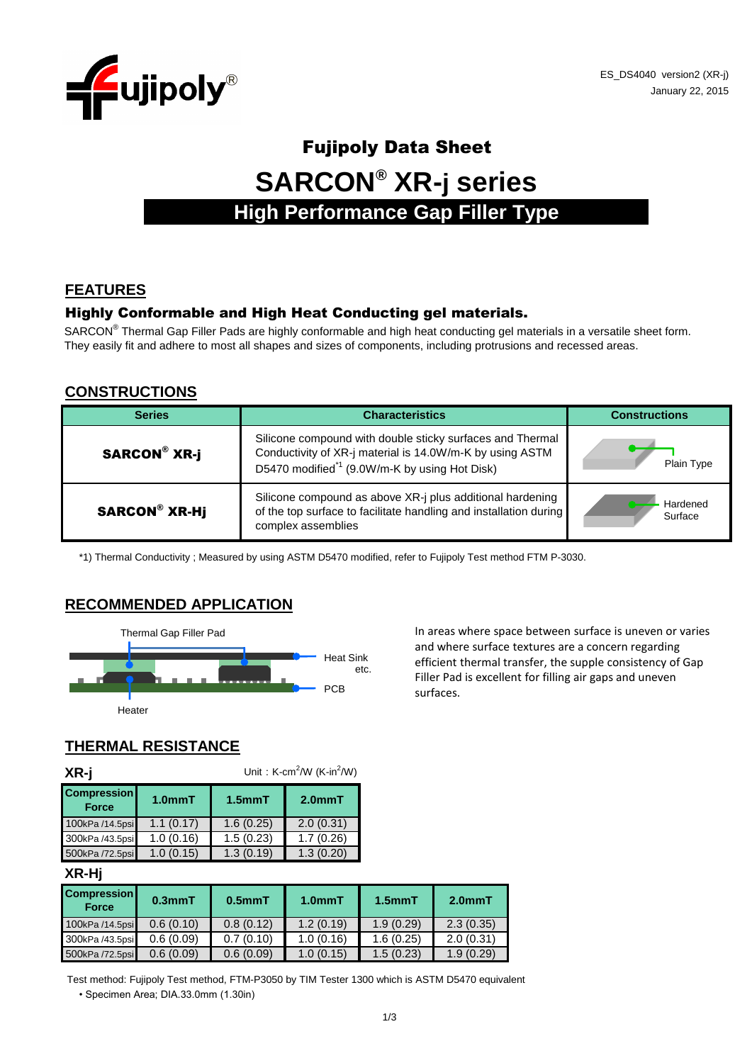ES_DS4040 version2 (XR-j)
January 22, 2015

# Fujipoly Data Sheet

# SARCON® XR-j series

## High Performance Gap Filler Type

## FEATURES

### Highly Conformable and High Heat Conducting gel materials.

SARCON® Thermal Gap Filler Pads are highly conformable and high heat conducting gel materials in a versatile sheet form. They easily fit and adhere to most all shapes and sizes of components, including protrusions and recessed areas.

## CONSTRUCTIONS

| Series | Characteristics | Constructions |
|---|---|---|
| **SARCON® XR-j** | Silicone compound with double sticky surfaces and Thermal Conductivity of XR-j material is 14.0W/m-K by using ASTM D5470 modified[*1] (9.0W/m-K by using Hot Disk) | Plain Type |
| **SARCON® XR-Hj** | Silicone compound as above XR-j plus additional hardening of the top surface to facilitate handling and installation during complex assemblies | Hardened Surface |

*1) Thermal Conductivity ; Measured by using ASTM D5470 modified, refer to Fujipoly Test method FTM P-3030.

## RECOMMENDED APPLICATION

Thermal Gap Filler Pad

Heat Sink etc.

PCB

Heater

In areas where space between surface is uneven or varies and where surface textures are a concern regarding efficient thermal transfer, the supple consistency of Gap Filler Pad is excellent for filling air gaps and uneven surfaces.

## THERMAL RESISTANCE

**XR-j** Unit : K-cm$^2$/W (K-in$^2$/W)

| Compression Force | 1.0mmT | 1.5mmT | 2.0mmT |
|---|---|---|---|
| 100kPa /14.5psi | 1.1 (0.17) | 1.6 (0.25) | 2.0 (0.31) |
| 300kPa /43.5psi | 1.0 (0.16) | 1.5 (0.23) | 1.7 (0.26) |
| 500kPa /72.5psi | 1.0 (0.15) | 1.3 (0.19) | 1.3 (0.20) |

**XR-Hj**

| Compression Force | 0.3mmT | 0.5mmT | 1.0mmT | 1.5mmT | 2.0mmT |
|---|---|---|---|---|---|
| 100kPa /14.5psi | 0.6 (0.10) | 0.8 (0.12) | 1.2 (0.19) | 1.9 (0.29) | 2.3 (0.35) |
| 300kPa /43.5psi | 0.6 (0.09) | 0.7 (0.10) | 1.0 (0.16) | 1.6 (0.25) | 2.0 (0.31) |
| 500kPa /72.5psi | 0.6 (0.09) | 0.6 (0.09) | 1.0 (0.15) | 1.5 (0.23) | 1.9 (0.29) |

Test method: Fujipoly Test method, FTM-P3050 by TIM Tester 1300 which is ASTM D5470 equivalent

- Specimen Area; DIA.33.0mm (1.30in)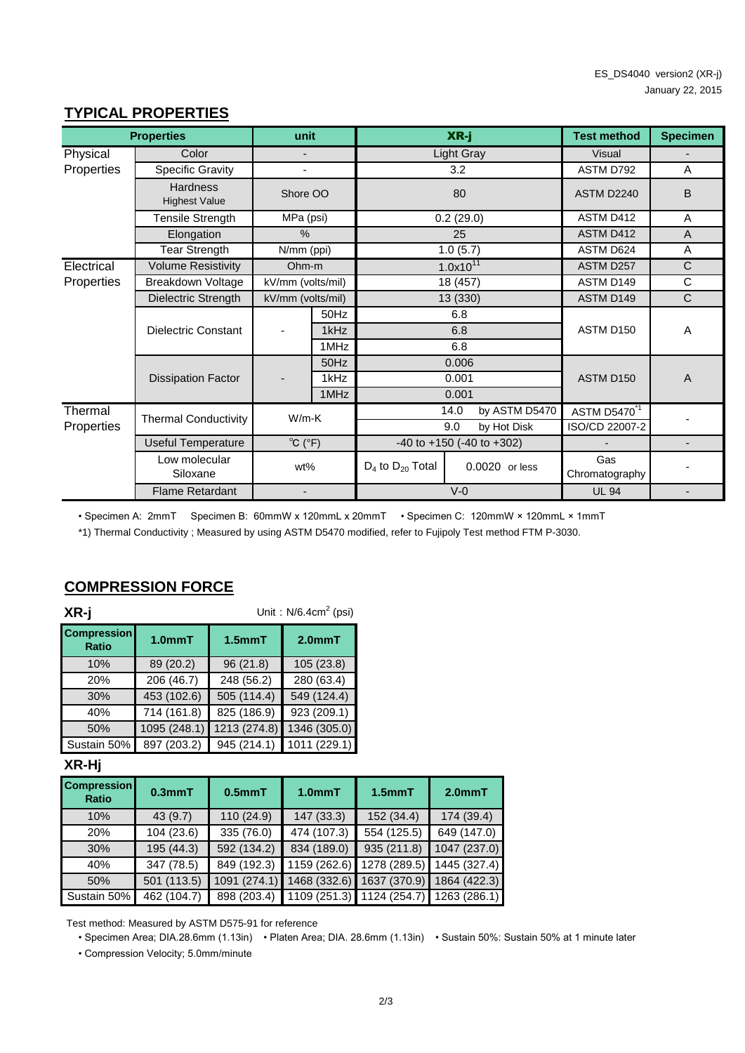ES_DS4040 version2 (XR-j)
January 22, 2015

## TYPICAL PROPERTIES

| Properties | | unit | | XR-j | | Test method | Specimen |
|---|---|---|---|---|---|---|---|
| Physical Properties | Color | - | | Light Gray | | Visual | - |
| | Specific Gravity | - | | 3.2 | | ASTM D792 | A |
| | Hardness Highest Value | Shore OO | | 80 | | ASTM D2240 | B |
| | Tensile Strength | MPa (psi) | | 0.2 (29.0) | | ASTM D412 | A |
| | Elongation | % | | 25 | | ASTM D412 | A |
| | Tear Strength | N/mm (ppi) | | 1.0 (5.7) | | ASTM D624 | A |
| Electrical Properties | Volume Resistivity | Ohm-m | | $1.0x10^{11}$ | | ASTM D257 | C |
| | Breakdown Voltage | kV/mm (volts/mil) | | 18 (457) | | ASTM D149 | C |
| | Dielectric Strength | kV/mm (volts/mil) | | 13 (330) | | ASTM D149 | C |
| | Dielectric Constant | - | 50Hz | 6.8 | | ASTM D150 | A |
| | | | 1kHz | 6.8 | | | |
| | | | 1MHz | 6.8 | | | |
| | Dissipation Factor | - | 50Hz | 0.006 | | ASTM D150 | A |
| | | | 1kHz | 0.001 | | | |
| | | | 1MHz | 0.001 | | | |
| Thermal Properties | Thermal Conductivity | W/m-K | | 14.0 | by ASTM D5470 | ASTM D5470 *1 | - |
| | | | | 9.0 | by Hot Disk | ISO/CD 22007-2 | |
| | Useful Temperature | ℃ (°F) | | -40 to +150 (-40 to +302) | | - | - |
| | Low molecular Siloxane | wt% | | $D_4$ to $D_{20}$ Total | 0.0020 or less | Gas Chromatography | - |
| | Flame Retardant | - | | V-0 | | UL 94 | - |

• Specimen A: 2mmT  Specimen B: 60mmW x 120mmL x 20mmT  • Specimen C: 120mmW × 120mmL × 1mmT

*1) Thermal Conductivity ; Measured by using ASTM D5470 modified, refer to Fujipoly Test method FTM P-3030.

## COMPRESSION FORCE

**XR-j**  Unit : N/6.4$cm^2$ (psi)

| Compression Ratio | 1.0mmT | 1.5mmT | 2.0mmT |
|---|---|---|---|
| 10% | 89 (20.2) | 96 (21.8) | 105 (23.8) |
| 20% | 206 (46.7) | 248 (56.2) | 280 (63.4) |
| 30% | 453 (102.6) | 505 (114.4) | 549 (124.4) |
| 40% | 714 (161.8) | 825 (186.9) | 923 (209.1) |
| 50% | 1095 (248.1) | 1213 (274.8) | 1346 (305.0) |
| Sustain 50% | 897 (203.2) | 945 (214.1) | 1011 (229.1) |

**XR-Hj**

| Compression Ratio | 0.3mmT | 0.5mmT | 1.0mmT | 1.5mmT | 2.0mmT |
|---|---|---|---|---|---|
| 10% | 43 (9.7) | 110 (24.9) | 147 (33.3) | 152 (34.4) | 174 (39.4) |
| 20% | 104 (23.6) | 335 (76.0) | 474 (107.3) | 554 (125.5) | 649 (147.0) |
| 30% | 195 (44.3) | 592 (134.2) | 834 (189.0) | 935 (211.8) | 1047 (237.0) |
| 40% | 347 (78.5) | 849 (192.3) | 1159 (262.6) | 1278 (289.5) | 1445 (327.4) |
| 50% | 501 (113.5) | 1091 (274.1) | 1468 (332.6) | 1637 (370.9) | 1864 (422.3) |
| Sustain 50% | 462 (104.7) | 898 (203.4) | 1109 (251.3) | 1124 (254.7) | 1263 (286.1) |

Test method: Measured by ASTM D575-91 for reference

• Specimen Area; DIA.28.6mm (1.13in)  • Platen Area; DIA. 28.6mm (1.13in)  • Sustain 50%: Sustain 50% at 1 minute later

• Compression Velocity; 5.0mm/minute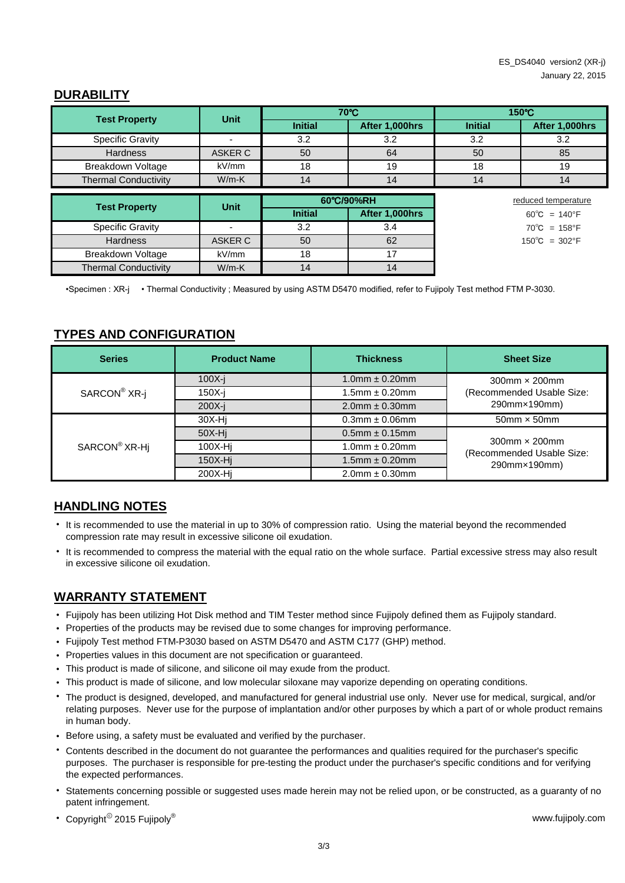ES_DS4040 version2 (XR-j)
January 22, 2015

## DURABILITY

| Test Property | Unit | 70℃ | | 150℃ | |
|---|---|---|---|---|---|
| | | Initial | After 1,000hrs | Initial | After 1,000hrs |
| Specific Gravity | - | 3.2 | 3.2 | 3.2 | 3.2 |
| Hardness | ASKER C | 50 | 64 | 50 | 85 |
| Breakdown Voltage | kV/mm | 18 | 19 | 18 | 19 |
| Thermal Conductivity | W/m-K | 14 | 14 | 14 | 14 |

| Test Property | Unit | 60℃/90%RH | |
|---|---|---|---|
| | | Initial | After 1,000hrs |
| Specific Gravity | - | 3.2 | 3.4 |
| Hardness | ASKER C | 50 | 62 |
| Breakdown Voltage | kV/mm | 18 | 17 |
| Thermal Conductivity | W/m-K | 14 | 14 |

reduced temperature
60℃ = 140°F
70℃ = 158°F
150℃ = 302°F

•Specimen : XR-j • Thermal Conductivity ; Measured by using ASTM D5470 modified, refer to Fujipoly Test method FTM P-3030.

## TYPES AND CONFIGURATION

| Series | Product Name | Thickness | Sheet Size |
|---|---|---|---|
| SARCON® XR-j | 100X-j | 1.0mm ± 0.20mm | 300mm × 200mm (Recommended Usable Size: 290mm×190mm) |
| | 150X-j | 1.5mm ± 0.20mm | |
| | 200X-j | 2.0mm ± 0.30mm | |
| SARCON® XR-Hj | 30X-Hj | 0.3mm ± 0.06mm | 50mm × 50mm |
| | 50X-Hj | 0.5mm ± 0.15mm | 300mm × 200mm (Recommended Usable Size: 290mm×190mm) |
| | 100X-Hj | 1.0mm ± 0.20mm | |
| | 150X-Hj | 1.5mm ± 0.20mm | |
| | 200X-Hj | 2.0mm ± 0.30mm | |

## HANDLING NOTES

- It is recommended to use the material in up to 30% of compression ratio. Using the material beyond the recommended compression rate may result in excessive silicone oil exudation.
- It is recommended to compress the material with the equal ratio on the whole surface. Partial excessive stress may also result in excessive silicone oil exudation.

## WARRANTY STATEMENT

- Fujipoly has been utilizing Hot Disk method and TIM Tester method since Fujipoly defined them as Fujipoly standard.
- Properties of the products may be revised due to some changes for improving performance.
- Fujipoly Test method FTM-P3030 based on ASTM D5470 and ASTM C177 (GHP) method.
- Properties values in this document are not specification or guaranteed.
- This product is made of silicone, and silicone oil may exude from the product.
- This product is made of silicone, and low molecular siloxane may vaporize depending on operating conditions.
- The product is designed, developed, and manufactured for general industrial use only. Never use for medical, surgical, and/or relating purposes. Never use for the purpose of implantation and/or other purposes by which a part of or whole product remains in human body.
- Before using, a safety must be evaluated and verified by the purchaser.
- Contents described in the document do not guarantee the performances and qualities required for the purchaser's specific purposes. The purchaser is responsible for pre-testing the product under the purchaser's specific conditions and for verifying the expected performances.
- Statements concerning possible or suggested uses made herein may not be relied upon, or be constructed, as a guaranty of no patent infringement.
- Copyright© 2015 Fujipoly®

www.fujipoly.com